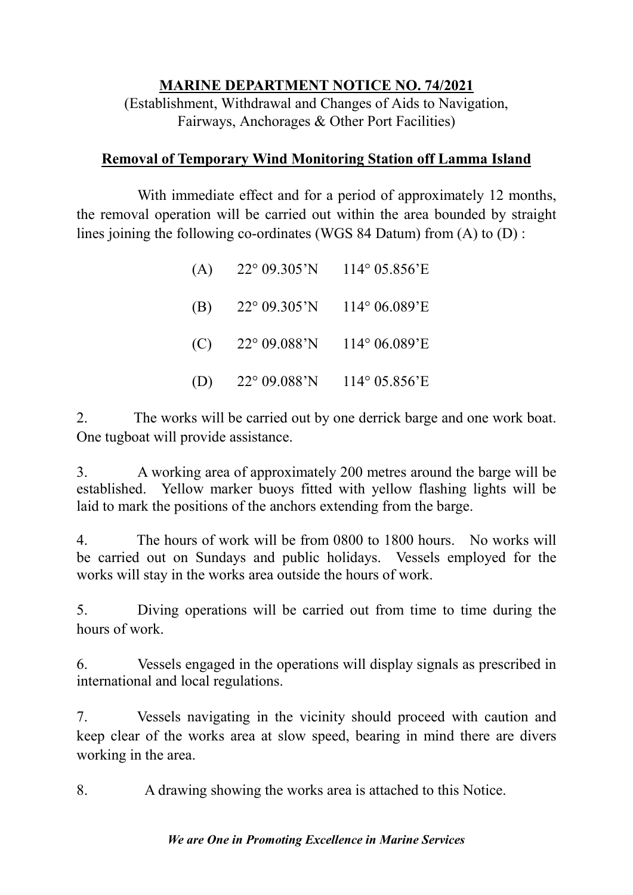# MARINE DEPARTMENT NOTICE NO. 74/2021

(Establishment, Withdrawal and Changes of Aids to Navigation, Fairways, Anchorages & Other Port Facilities)

## Removal of Temporary Wind Monitoring Station off Lamma Island

With immediate effect and for a period of approximately 12 months, the removal operation will be carried out within the area bounded by straight lines joining the following co-ordinates (WGS 84 Datum) from (A) to (D) :

| | | |
|---|---|---|
| (A) | 22° 09.305'N | 114° 05.856'E |
| (B) | 22° 09.305'N | 114° 06.089'E |
| (C) | 22° 09.088'N | 114° 06.089'E |
| (D) | 22° 09.088'N | 114° 05.856'E |

2. The works will be carried out by one derrick barge and one work boat. One tugboat will provide assistance.

3. A working area of approximately 200 metres around the barge will be established. Yellow marker buoys fitted with yellow flashing lights will be laid to mark the positions of the anchors extending from the barge.

4. The hours of work will be from 0800 to 1800 hours. No works will be carried out on Sundays and public holidays. Vessels employed for the works will stay in the works area outside the hours of work.

5. Diving operations will be carried out from time to time during the hours of work.

6. Vessels engaged in the operations will display signals as prescribed in international and local regulations.

7. Vessels navigating in the vicinity should proceed with caution and keep clear of the works area at slow speed, bearing in mind there are divers working in the area.

8. A drawing showing the works area is attached to this Notice.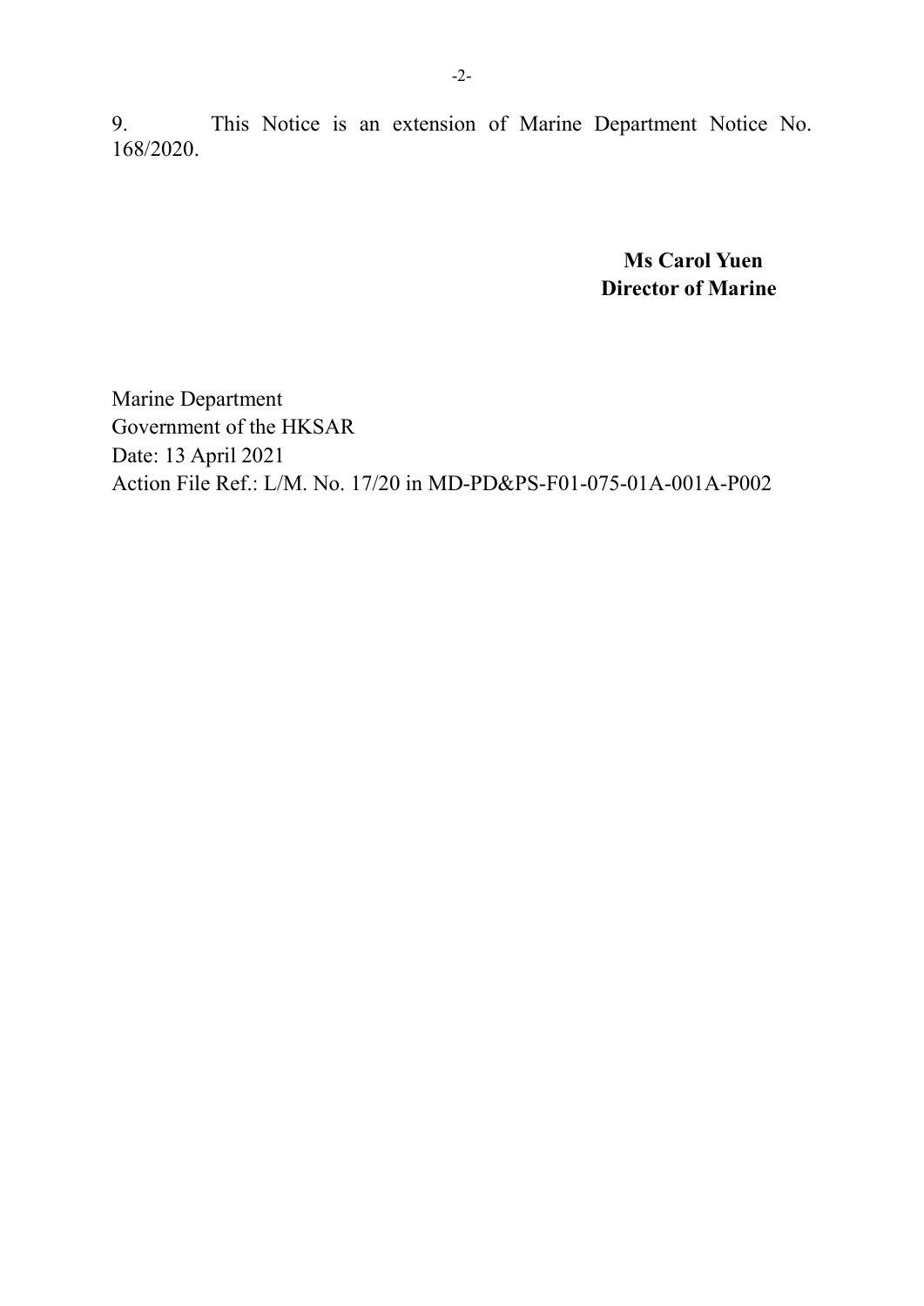9. This Notice is an extension of Marine Department Notice No. 168/2020.

**Ms Carol Yuen**
**Director of Marine**

Marine Department
Government of the HKSAR
Date: 13 April 2021
Action File Ref.: L/M. No. 17/20 in MD-PD&PS-F01-075-01A-001A-P002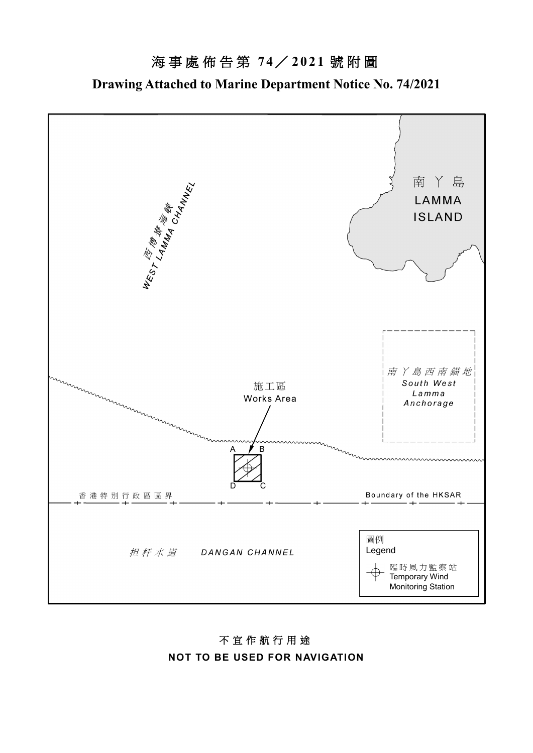# 海事處佈告第 74／2021 號附圖

## Drawing Attached to Marine Department Notice No. 74/2021

南丫島
LAMMA ISLAND

西博寮海峽
WEST LAMMA CHANNEL

南丫島西南錨地
South West Lamma Anchorage

施工區
Works Area

A B
D C

香港特別行政區區界
Boundary of the HKSAR

担杆水道 DANGAN CHANNEL

圖例
Legend

臨時風力監察站
Temporary Wind Monitoring Station

不宜作航行用途

**NOT TO BE USED FOR NAVIGATION**